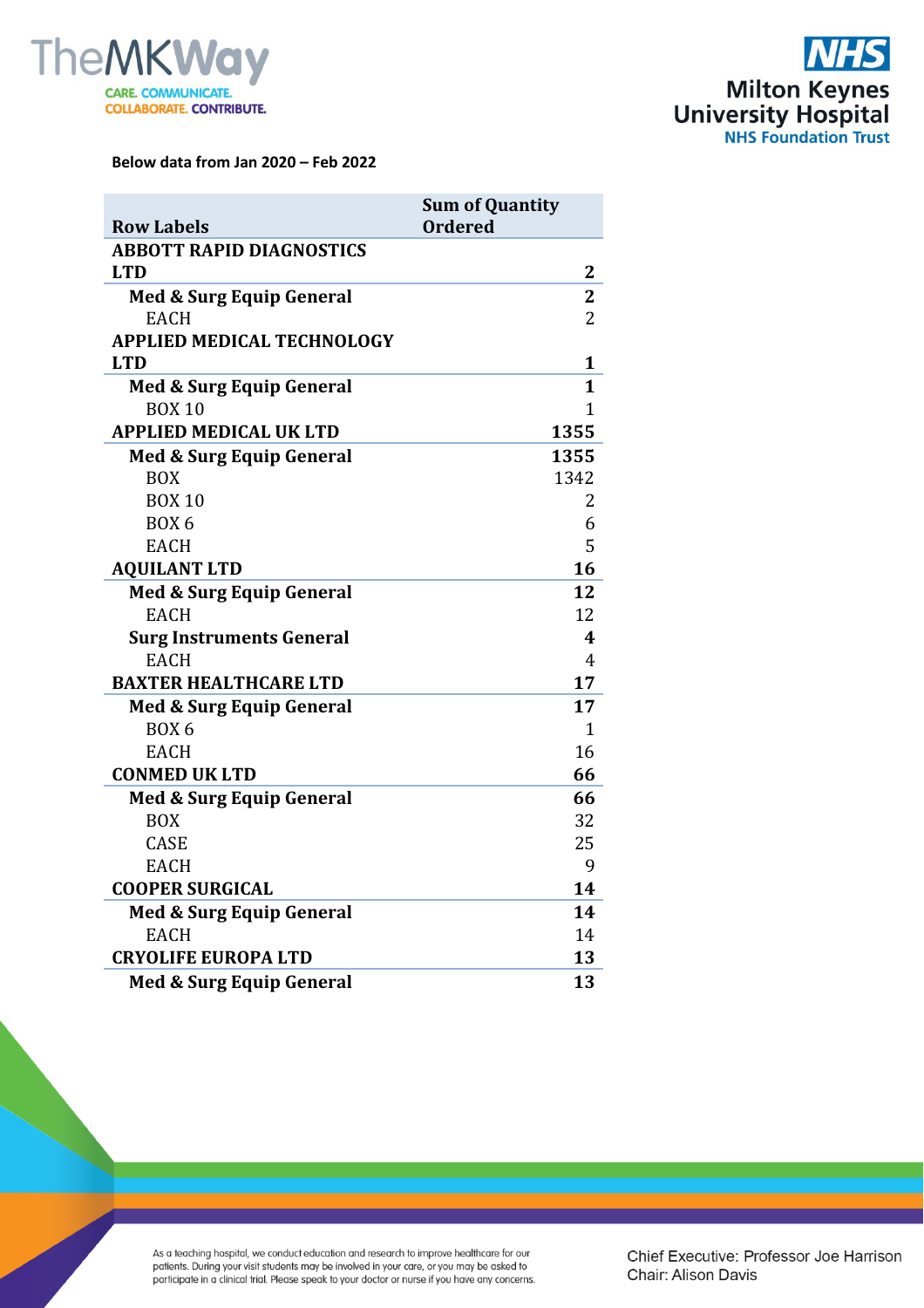Below data from Jan 2020 – Feb 2022

| Row Labels | Sum of Quantity Ordered |
|---|---|
| **ABBOTT RAPID DIAGNOSTICS LTD** | **2** |
| **Med & Surg Equip General** | **2** |
| EACH | 2 |
| **APPLIED MEDICAL TECHNOLOGY LTD** | **1** |
| **Med & Surg Equip General** | **1** |
| BOX 10 | 1 |
| **APPLIED MEDICAL UK LTD** | **1355** |
| **Med & Surg Equip General** | **1355** |
| BOX | 1342 |
| BOX 10 | 2 |
| BOX 6 | 6 |
| EACH | 5 |
| **AQUILANT LTD** | **16** |
| **Med & Surg Equip General** | **12** |
| EACH | 12 |
| **Surg Instruments General** | **4** |
| EACH | 4 |
| **BAXTER HEALTHCARE LTD** | **17** |
| **Med & Surg Equip General** | **17** |
| BOX 6 | 1 |
| EACH | 16 |
| **CONMED UK LTD** | **66** |
| **Med & Surg Equip General** | **66** |
| BOX | 32 |
| CASE | 25 |
| EACH | 9 |
| **COOPER SURGICAL** | **14** |
| **Med & Surg Equip General** | **14** |
| EACH | 14 |
| **CRYOLIFE EUROPA LTD** | **13** |
| **Med & Surg Equip General** | **13** |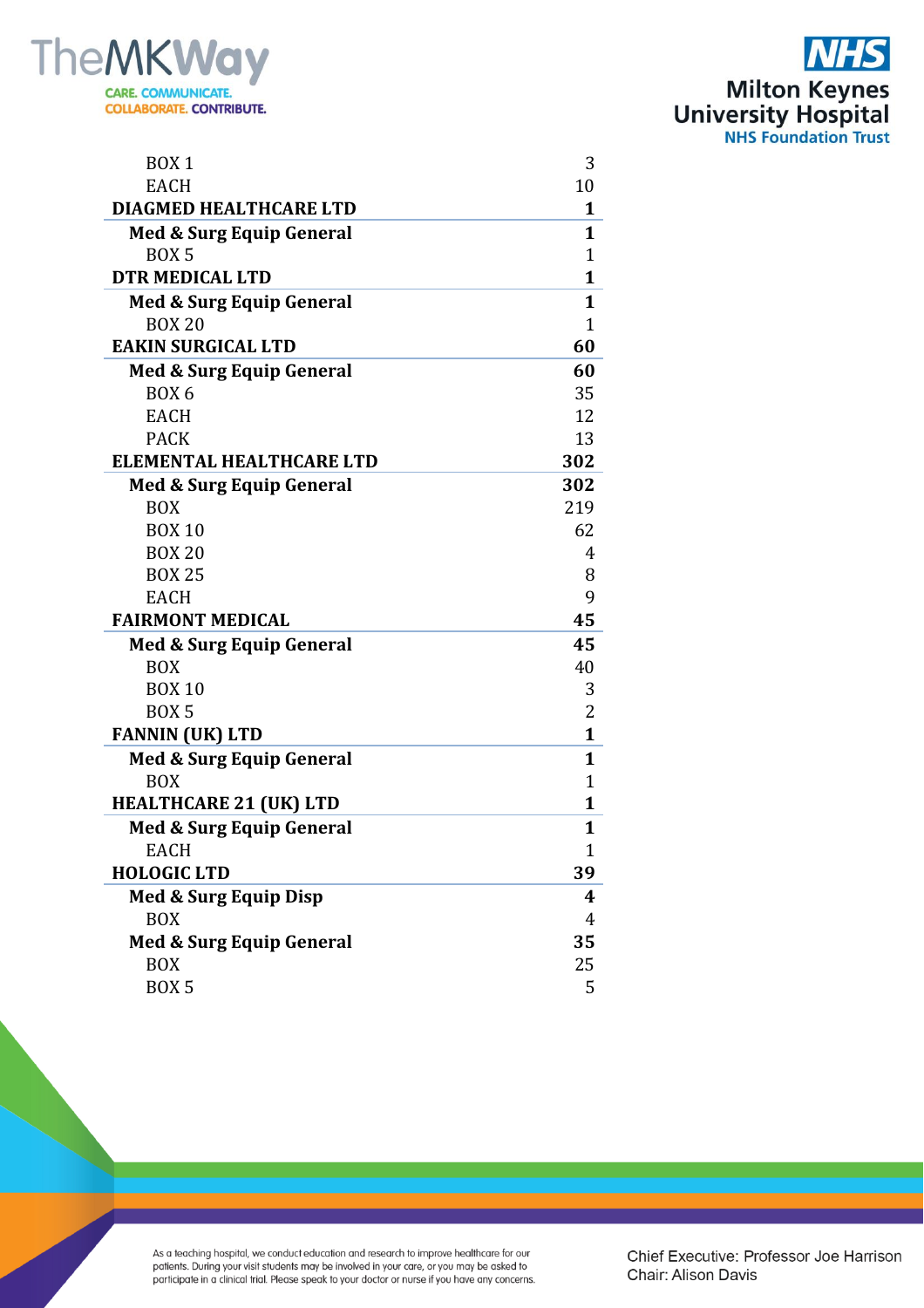| | |
|---|---|
| BOX 1 | 3 |
| EACH | 10 |
| **DIAGMED HEALTHCARE LTD** | **1** |
| **Med & Surg Equip General** | **1** |
| BOX 5 | 1 |
| **DTR MEDICAL LTD** | **1** |
| **Med & Surg Equip General** | **1** |
| BOX 20 | 1 |
| **EAKIN SURGICAL LTD** | **60** |
| **Med & Surg Equip General** | **60** |
| BOX 6 | 35 |
| EACH | 12 |
| PACK | 13 |
| **ELEMENTAL HEALTHCARE LTD** | **302** |
| **Med & Surg Equip General** | **302** |
| BOX | 219 |
| BOX 10 | 62 |
| BOX 20 | 4 |
| BOX 25 | 8 |
| EACH | 9 |
| **FAIRMONT MEDICAL** | **45** |
| **Med & Surg Equip General** | **45** |
| BOX | 40 |
| BOX 10 | 3 |
| BOX 5 | 2 |
| **FANNIN (UK) LTD** | **1** |
| **Med & Surg Equip General** | **1** |
| BOX | 1 |
| **HEALTHCARE 21 (UK) LTD** | **1** |
| **Med & Surg Equip General** | **1** |
| EACH | 1 |
| **HOLOGIC LTD** | **39** |
| **Med & Surg Equip Disp** | **4** |
| BOX | 4 |
| **Med & Surg Equip General** | **35** |
| BOX | 25 |
| BOX 5 | 5 |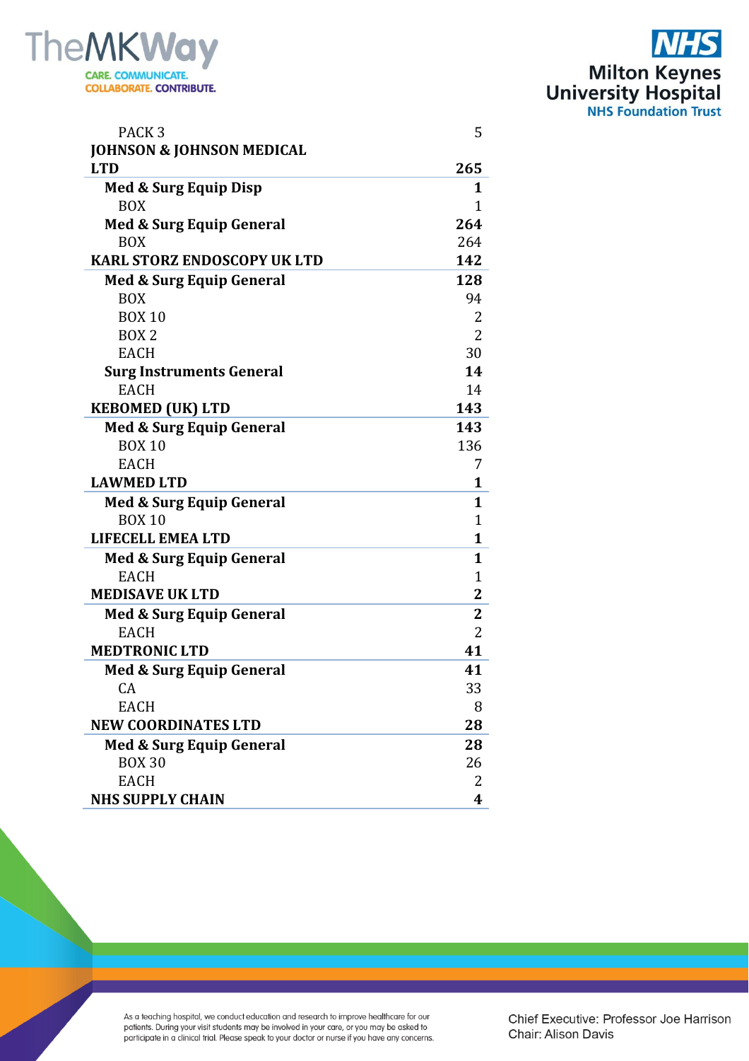| | |
|---|---|
| PACK 3 | 5 |
| **JOHNSON & JOHNSON MEDICAL LTD** | **265** |
| **Med & Surg Equip Disp** | **1** |
| BOX | 1 |
| **Med & Surg Equip General** | **264** |
| BOX | 264 |
| **KARL STORZ ENDOSCOPY UK LTD** | **142** |
| **Med & Surg Equip General** | **128** |
| BOX | 94 |
| BOX 10 | 2 |
| BOX 2 | 2 |
| EACH | 30 |
| **Surg Instruments General** | **14** |
| EACH | 14 |
| **KEBOMED (UK) LTD** | **143** |
| **Med & Surg Equip General** | **143** |
| BOX 10 | 136 |
| EACH | 7 |
| **LAWMED LTD** | **1** |
| **Med & Surg Equip General** | **1** |
| BOX 10 | 1 |
| **LIFECELL EMEA LTD** | **1** |
| **Med & Surg Equip General** | **1** |
| EACH | 1 |
| **MEDISAVE UK LTD** | **2** |
| **Med & Surg Equip General** | **2** |
| EACH | 2 |
| **MEDTRONIC LTD** | **41** |
| **Med & Surg Equip General** | **41** |
| CA | 33 |
| EACH | 8 |
| **NEW COORDINATES LTD** | **28** |
| **Med & Surg Equip General** | **28** |
| BOX 30 | 26 |
| EACH | 2 |
| **NHS SUPPLY CHAIN** | **4** |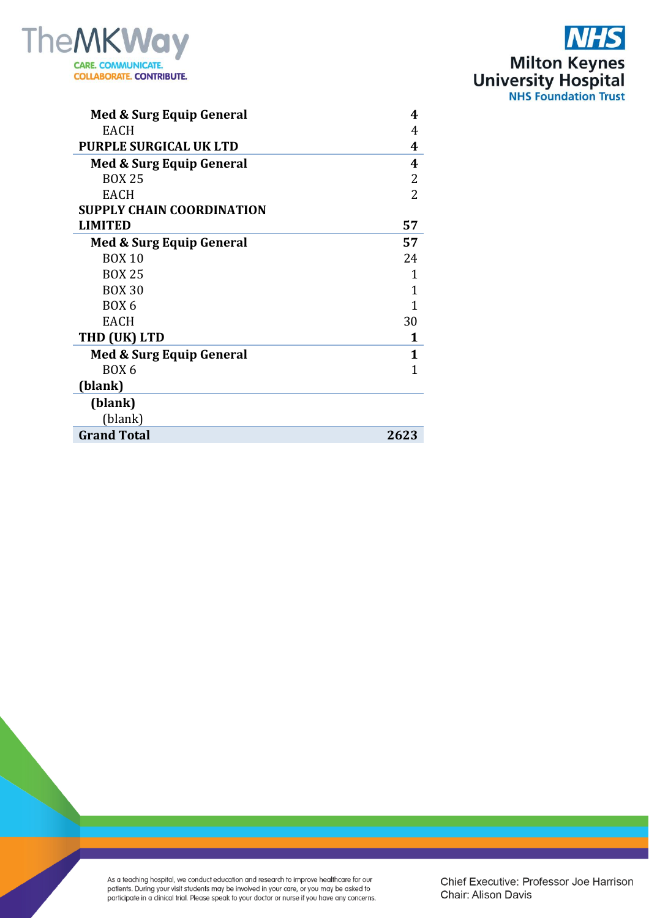| | |
|---|---|
| **Med & Surg Equip General** | **4** |
| EACH | 4 |
| **PURPLE SURGICAL UK LTD** | **4** |
| **Med & Surg Equip General** | **4** |
| BOX 25 | 2 |
| EACH | 2 |
| **SUPPLY CHAIN COORDINATION LIMITED** | **57** |
| **Med & Surg Equip General** | **57** |
| BOX 10 | 24 |
| BOX 25 | 1 |
| BOX 30 | 1 |
| BOX 6 | 1 |
| EACH | 30 |
| **THD (UK) LTD** | **1** |
| **Med & Surg Equip General** | **1** |
| BOX 6 | 1 |
| **(blank)** | |
| **(blank)** | |
| (blank) | |
| **Grand Total** | **2623** |

As a teaching hospital, we conduct education and research to improve healthcare for our patients. During your visit students may be involved in your care, or you may be asked to participate in a clinical trial. Please speak to your doctor or nurse if you have any concerns.

Chief Executive: Professor Joe Harrison
Chair: Alison Davis